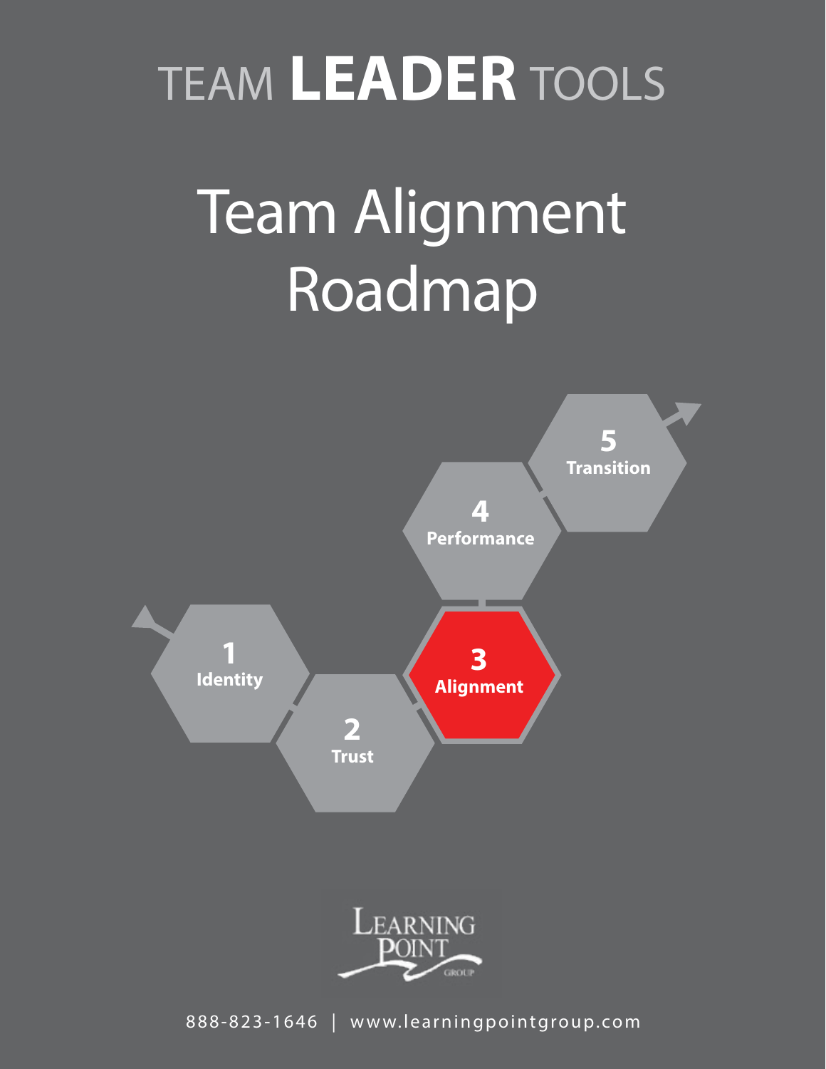TEAM **LEADER** TOOLS

# Team Alignment Roadmap

**1** Identity

**2** Trust

**3** Alignment

**4** Performance

**5** Transition

LEARNING POINT GROUP

888-823-1646 | www.learningpointgroup.com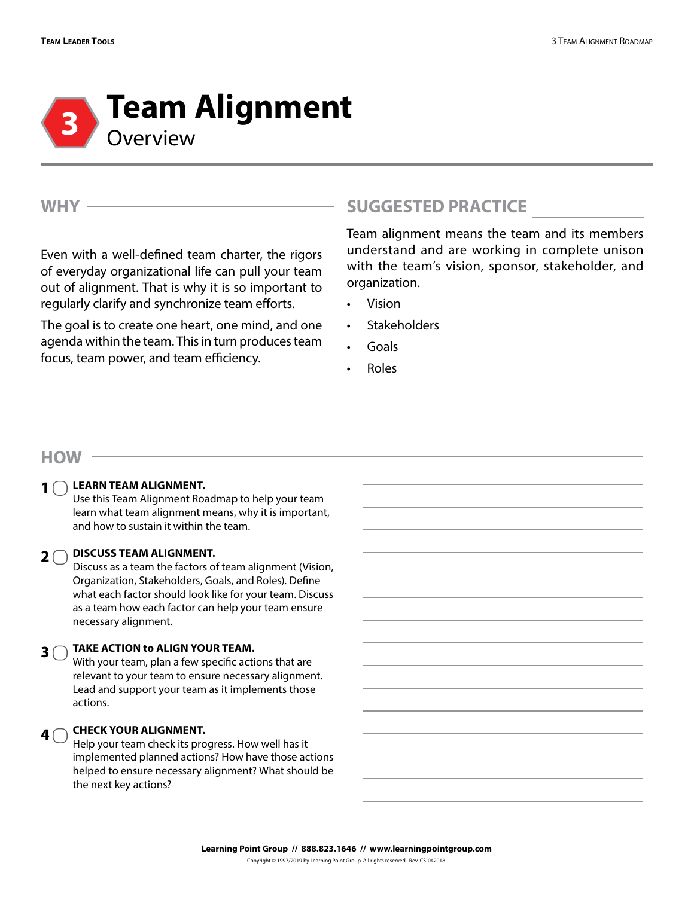# 3 Team Alignment

## Overview

## WHY

Even with a well-defined team charter, the rigors of everyday organizational life can pull your team out of alignment. That is why it is so important to regularly clarify and synchronize team efforts.

The goal is to create one heart, one mind, and one agenda within the team. This in turn produces team focus, team power, and team efficiency.

## SUGGESTED PRACTICE

Team alignment means the team and its members understand and are working in complete unison with the team's vision, sponsor, stakeholder, and organization.

- Vision
- Stakeholders
- Goals
- Roles

## HOW

1. ☐ **LEARN TEAM ALIGNMENT.**
   Use this Team Alignment Roadmap to help your team learn what team alignment means, why it is important, and how to sustain it within the team.

2. ☐ **DISCUSS TEAM ALIGNMENT.**
   Discuss as a team the factors of team alignment (Vision, Organization, Stakeholders, Goals, and Roles). Define what each factor should look like for your team. Discuss as a team how each factor can help your team ensure necessary alignment.

3. ☐ **TAKE ACTION to ALIGN YOUR TEAM.**
   With your team, plan a few specific actions that are relevant to your team to ensure necessary alignment. Lead and support your team as it implements those actions.

4. ☐ **CHECK YOUR ALIGNMENT.**
   Help your team check its progress. How well has it implemented planned actions? How have those actions helped to ensure necessary alignment? What should be the next key actions?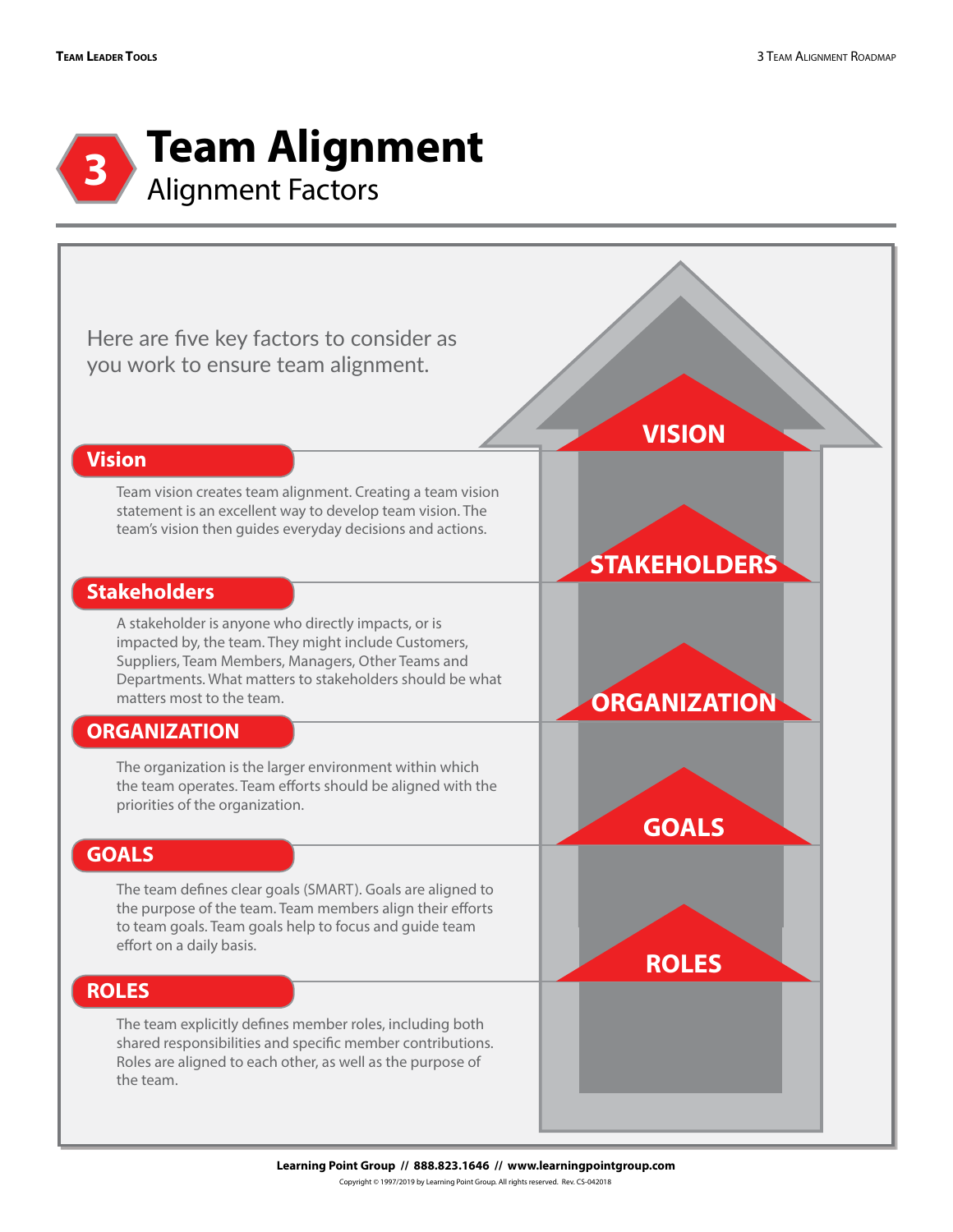# 3 Team Alignment

## Alignment Factors

Here are five key factors to consider as you work to ensure team alignment.

### Vision

Team vision creates team alignment. Creating a team vision statement is an excellent way to develop team vision. The team's vision then guides everyday decisions and actions.

### Stakeholders

A stakeholder is anyone who directly impacts, or is impacted by, the team. They might include Customers, Suppliers, Team Members, Managers, Other Teams and Departments. What matters to stakeholders should be what matters most to the team.

### ORGANIZATION

The organization is the larger environment within which the team operates. Team efforts should be aligned with the priorities of the organization.

### GOALS

The team defines clear goals (SMART). Goals are aligned to the purpose of the team. Team members align their efforts to team goals. Team goals help to focus and guide team effort on a daily basis.

### ROLES

The team explicitly defines member roles, including both shared responsibilities and specific member contributions. Roles are aligned to each other, as well as the purpose of the team.

VISION

STAKEHOLDERS

ORGANIZATION

GOALS

ROLES

**Learning Point Group // 888.823.1646 // www.learningpointgroup.com**

Copyright © 1997/2019 by Learning Point Group. All rights reserved. Rev. CS-042018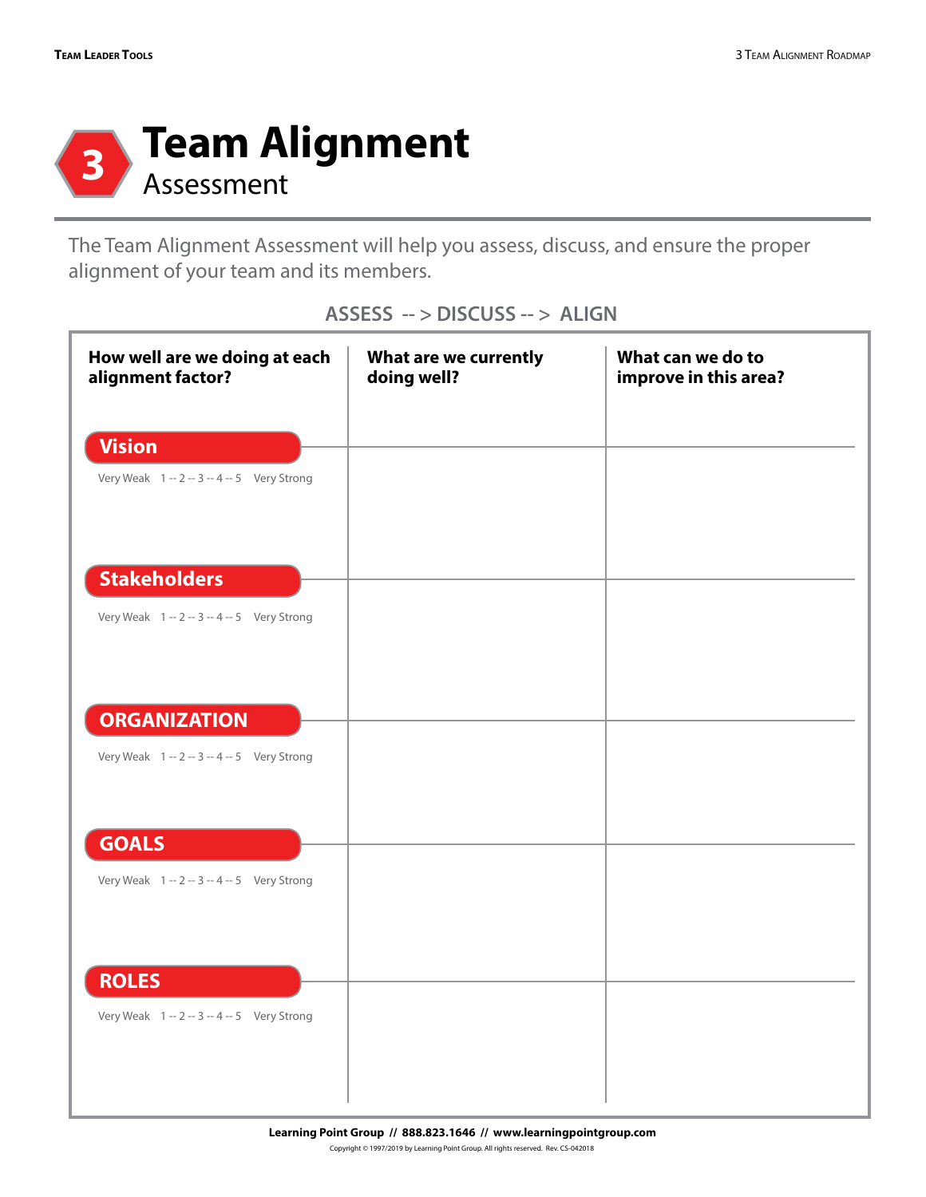# 3 Team Alignment

## Assessment

The Team Alignment Assessment will help you assess, discuss, and ensure the proper alignment of your team and its members.

**ASSESS -- > DISCUSS -- > ALIGN**

| How well are we doing at each alignment factor? | What are we currently doing well? | What can we do to improve in this area? |
|---|---|---|
| **Vision**<br>Very Weak 1 -- 2 -- 3 -- 4 -- 5 Very Strong | | |
| **Stakeholders**<br>Very Weak 1 -- 2 -- 3 -- 4 -- 5 Very Strong | | |
| **ORGANIZATION**<br>Very Weak 1 -- 2 -- 3 -- 4 -- 5 Very Strong | | |
| **GOALS**<br>Very Weak 1 -- 2 -- 3 -- 4 -- 5 Very Strong | | |
| **ROLES**<br>Very Weak 1 -- 2 -- 3 -- 4 -- 5 Very Strong | | |

**Learning Point Group // 888.823.1646 // www.learningpointgroup.com**

Copyright © 1997/2019 by Learning Point Group. All rights reserved. Rev. CS-042018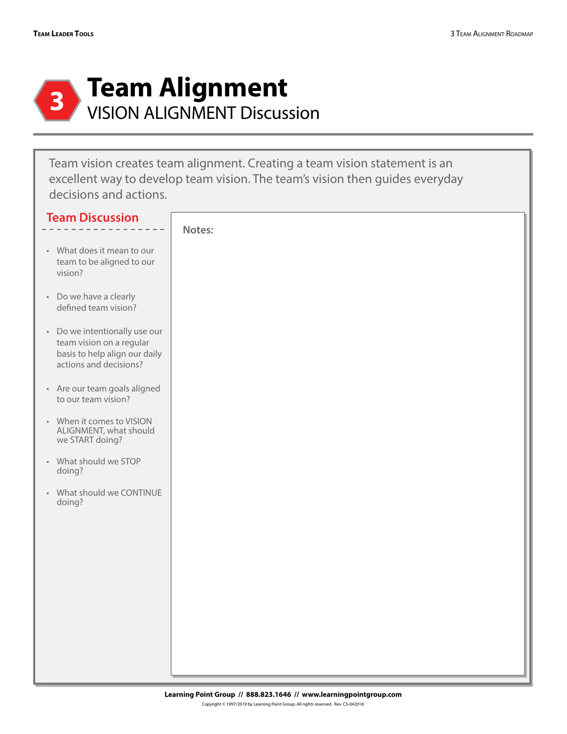# 3 Team Alignment

## VISION ALIGNMENT Discussion

Team vision creates team alignment. Creating a team vision statement is an excellent way to develop team vision. The team's vision then guides everyday decisions and actions.

### Team Discussion

- What does it mean to our team to be aligned to our vision?
- Do we have a clearly defined team vision?
- Do we intentionally use our team vision on a regular basis to help align our daily actions and decisions?
- Are our team goals aligned to our team vision?
- When it comes to VISION ALIGNMENT, what should we START doing?
- What should we STOP doing?
- What should we CONTINUE doing?

**Notes:**

**Learning Point Group // 888.823.1646 // www.learningpointgroup.com**

Copyright © 1997/2019 by Learning Point Group. All rights reserved. Rev. CS-042018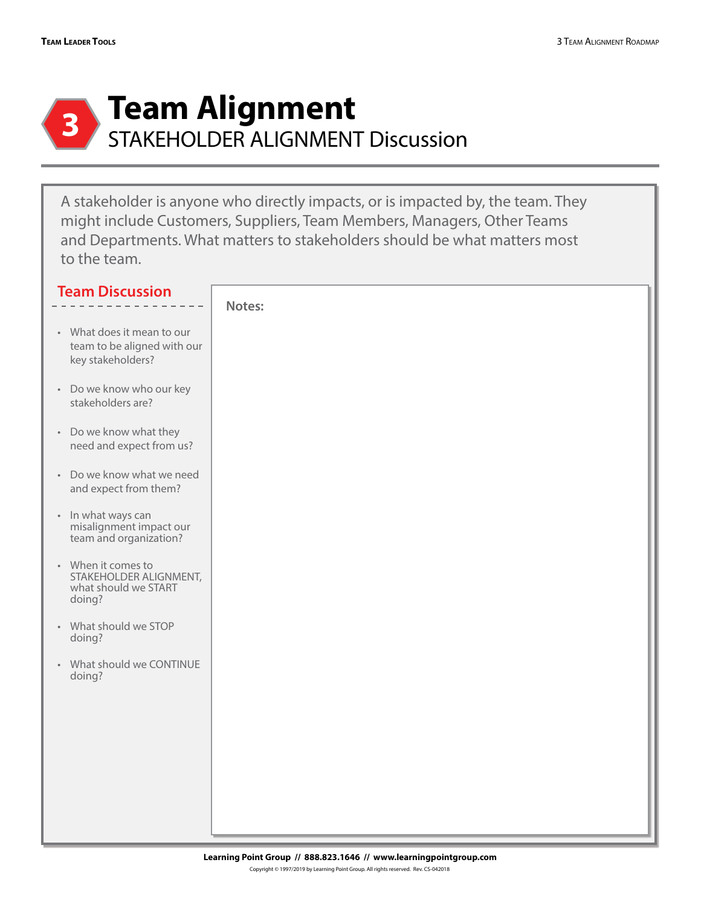# 3 Team Alignment

## STAKEHOLDER ALIGNMENT Discussion

A stakeholder is anyone who directly impacts, or is impacted by, the team. They might include Customers, Suppliers, Team Members, Managers, Other Teams and Departments. What matters to stakeholders should be what matters most to the team.

### Team Discussion

- What does it mean to our team to be aligned with our key stakeholders?
- Do we know who our key stakeholders are?
- Do we know what they need and expect from us?
- Do we know what we need and expect from them?
- In what ways can misalignment impact our team and organization?
- When it comes to STAKEHOLDER ALIGNMENT, what should we START doing?
- What should we STOP doing?
- What should we CONTINUE doing?

**Notes:**

**Learning Point Group // 888.823.1646 // www.learningpointgroup.com**

Copyright © 1997/2019 by Learning Point Group. All rights reserved. Rev. CS-042018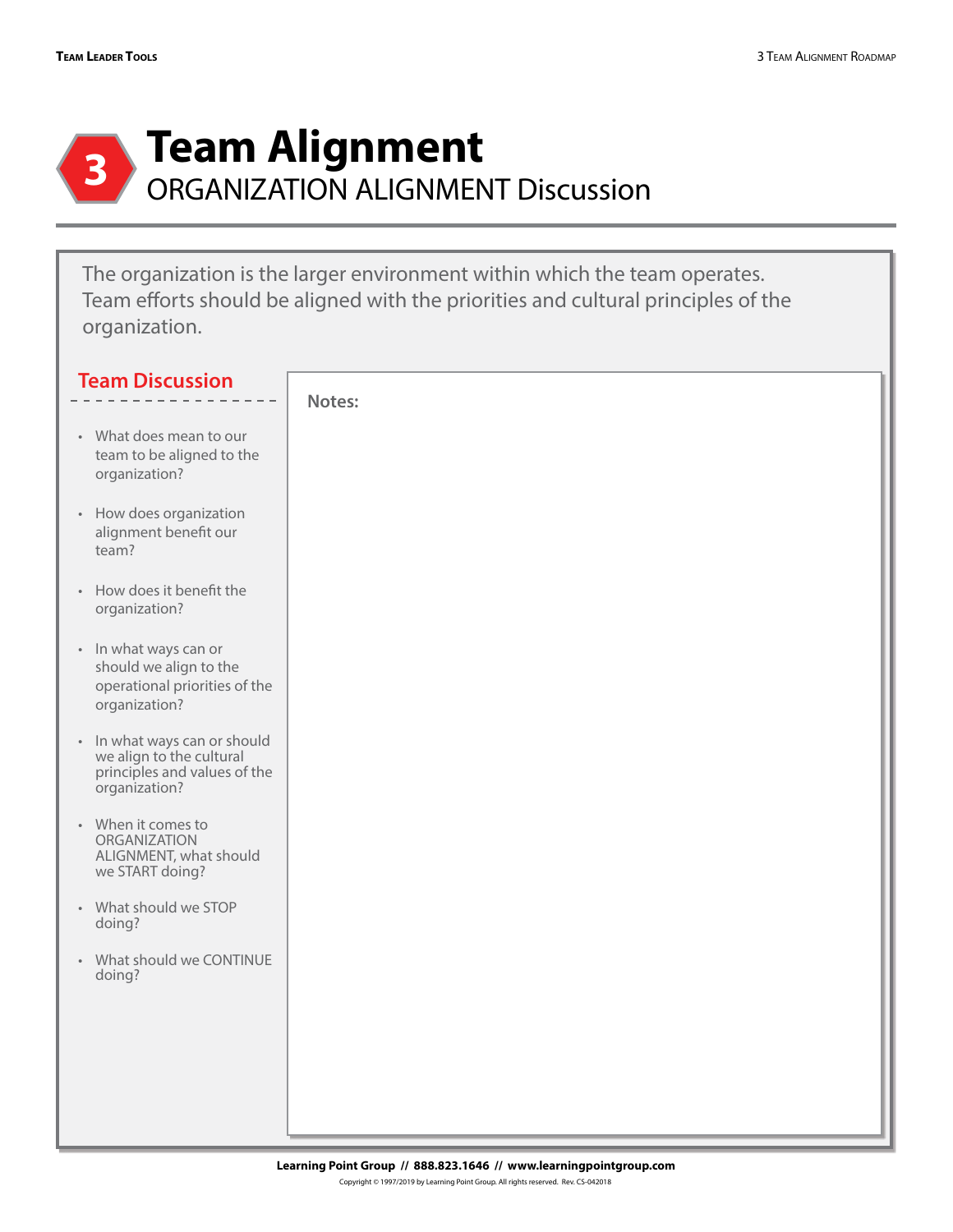# 3 Team Alignment

## ORGANIZATION ALIGNMENT Discussion

The organization is the larger environment within which the team operates. Team efforts should be aligned with the priorities and cultural principles of the organization.

### Team Discussion

- What does mean to our team to be aligned to the organization?
- How does organization alignment benefit our team?
- How does it benefit the organization?
- In what ways can or should we align to the operational priorities of the organization?
- In what ways can or should we align to the cultural principles and values of the organization?
- When it comes to ORGANIZATION ALIGNMENT, what should we START doing?
- What should we STOP doing?
- What should we CONTINUE doing?

**Notes:**

**Learning Point Group // 888.823.1646 // www.learningpointgroup.com**

Copyright © 1997/2019 by Learning Point Group. All rights reserved. Rev. CS-042018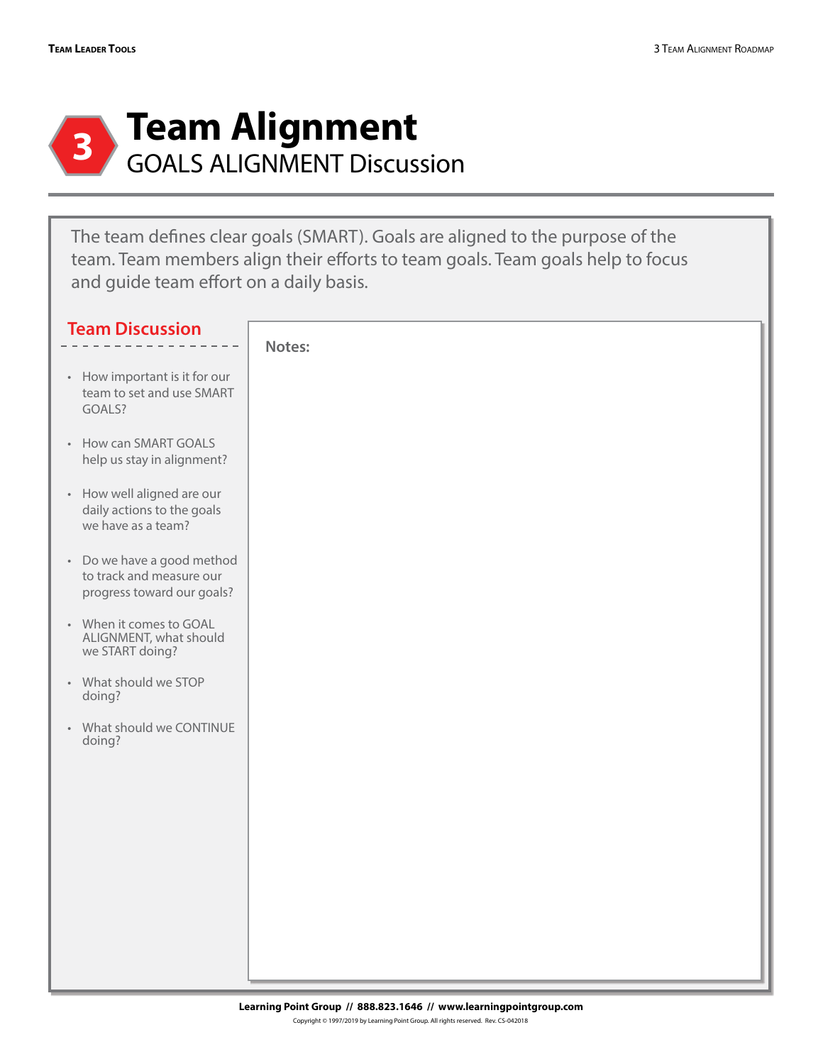# 3 Team Alignment

## GOALS ALIGNMENT Discussion

The team defines clear goals (SMART). Goals are aligned to the purpose of the team. Team members align their efforts to team goals. Team goals help to focus and guide team effort on a daily basis.

### Team Discussion

- How important is it for our team to set and use SMART GOALS?
- How can SMART GOALS help us stay in alignment?
- How well aligned are our daily actions to the goals we have as a team?
- Do we have a good method to track and measure our progress toward our goals?
- When it comes to GOAL ALIGNMENT, what should we START doing?
- What should we STOP doing?
- What should we CONTINUE doing?

**Notes:**

**Learning Point Group // 888.823.1646 // www.learningpointgroup.com**

Copyright © 1997/2019 by Learning Point Group. All rights reserved. Rev. CS-042018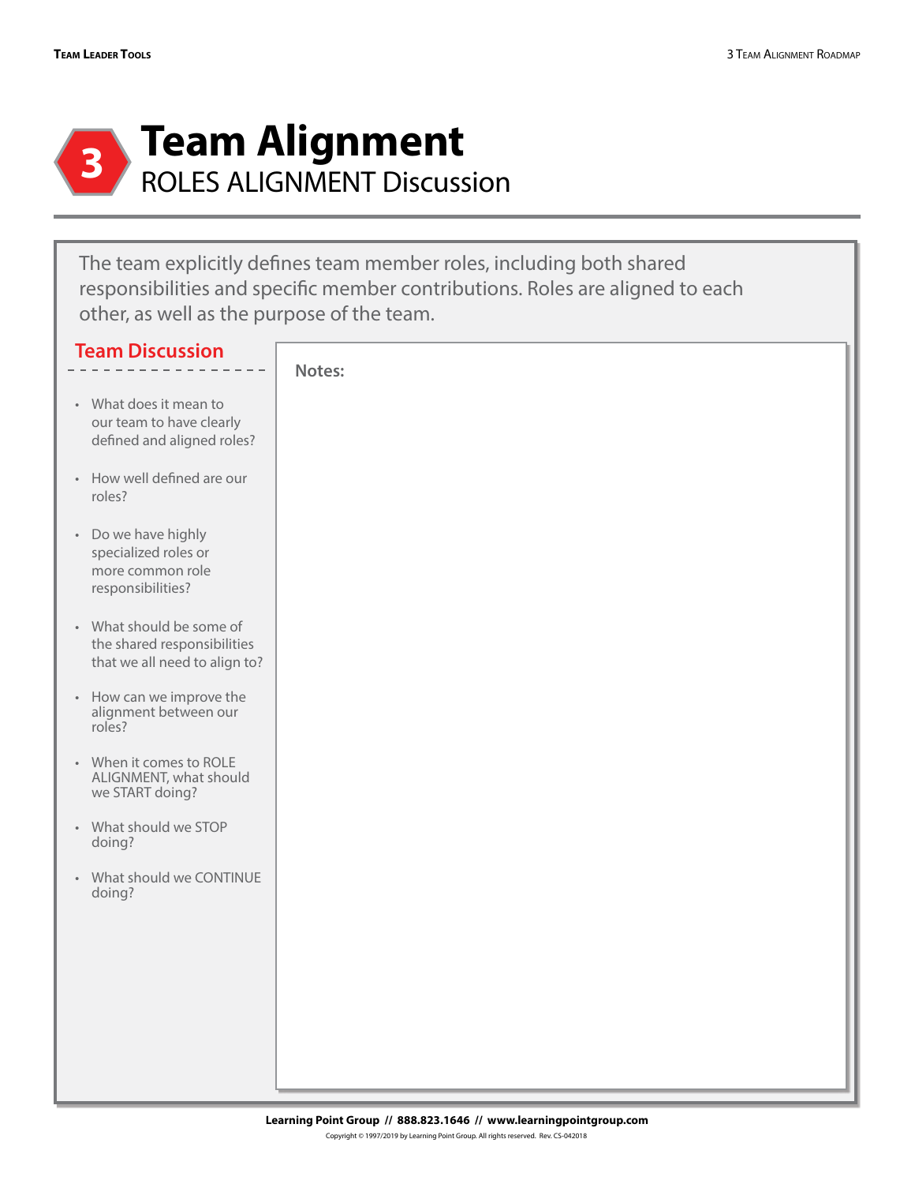# 3 Team Alignment

## ROLES ALIGNMENT Discussion

The team explicitly defines team member roles, including both shared responsibilities and specific member contributions. Roles are aligned to each other, as well as the purpose of the team.

### Team Discussion

- What does it mean to our team to have clearly defined and aligned roles?
- How well defined are our roles?
- Do we have highly specialized roles or more common role responsibilities?
- What should be some of the shared responsibilities that we all need to align to?
- How can we improve the alignment between our roles?
- When it comes to ROLE ALIGNMENT, what should we START doing?
- What should we STOP doing?
- What should we CONTINUE doing?

**Notes:**

**Learning Point Group // 888.823.1646 // www.learningpointgroup.com**

Copyright © 1997/2019 by Learning Point Group. All rights reserved. Rev. CS-042018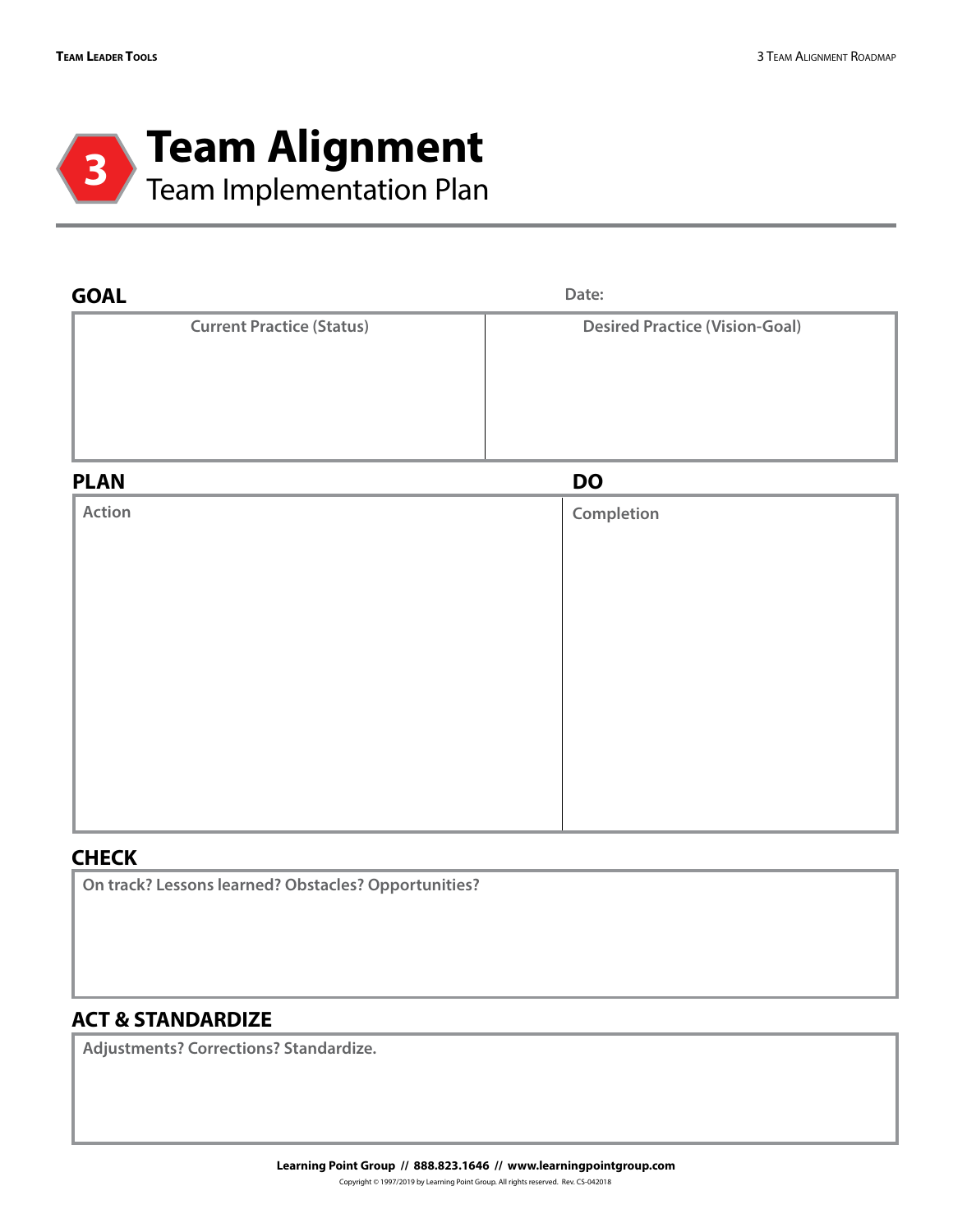# 3 Team Alignment

## Team Implementation Plan

**GOAL** Date:

| Current Practice (Status) | Desired Practice (Vision-Goal) |
|---|---|
| | |

| **PLAN** | **DO** |
|---|---|
| Action | Completion |
| | |

**CHECK**

On track? Lessons learned? Obstacles? Opportunities?

**ACT & STANDARDIZE**

Adjustments? Corrections? Standardize.

**Learning Point Group // 888.823.1646 // www.learningpointgroup.com**

Copyright © 1997/2019 by Learning Point Group. All rights reserved. Rev. CS-042018